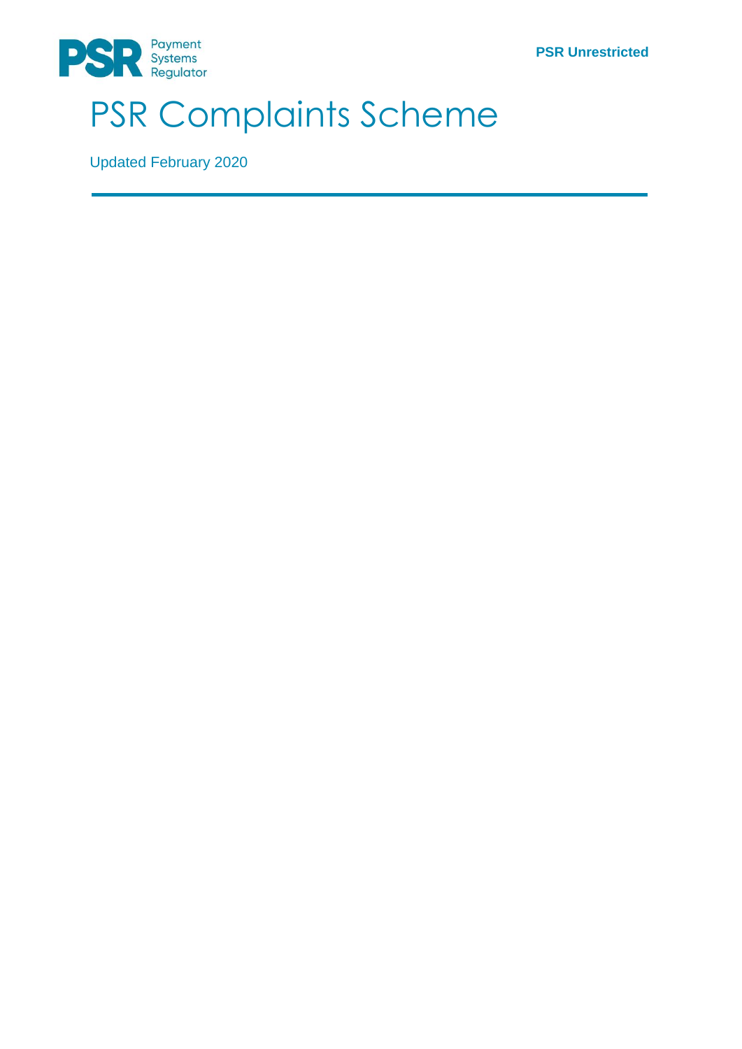PSR Unrestricted

# PSR Complaints Scheme

Updated February 2020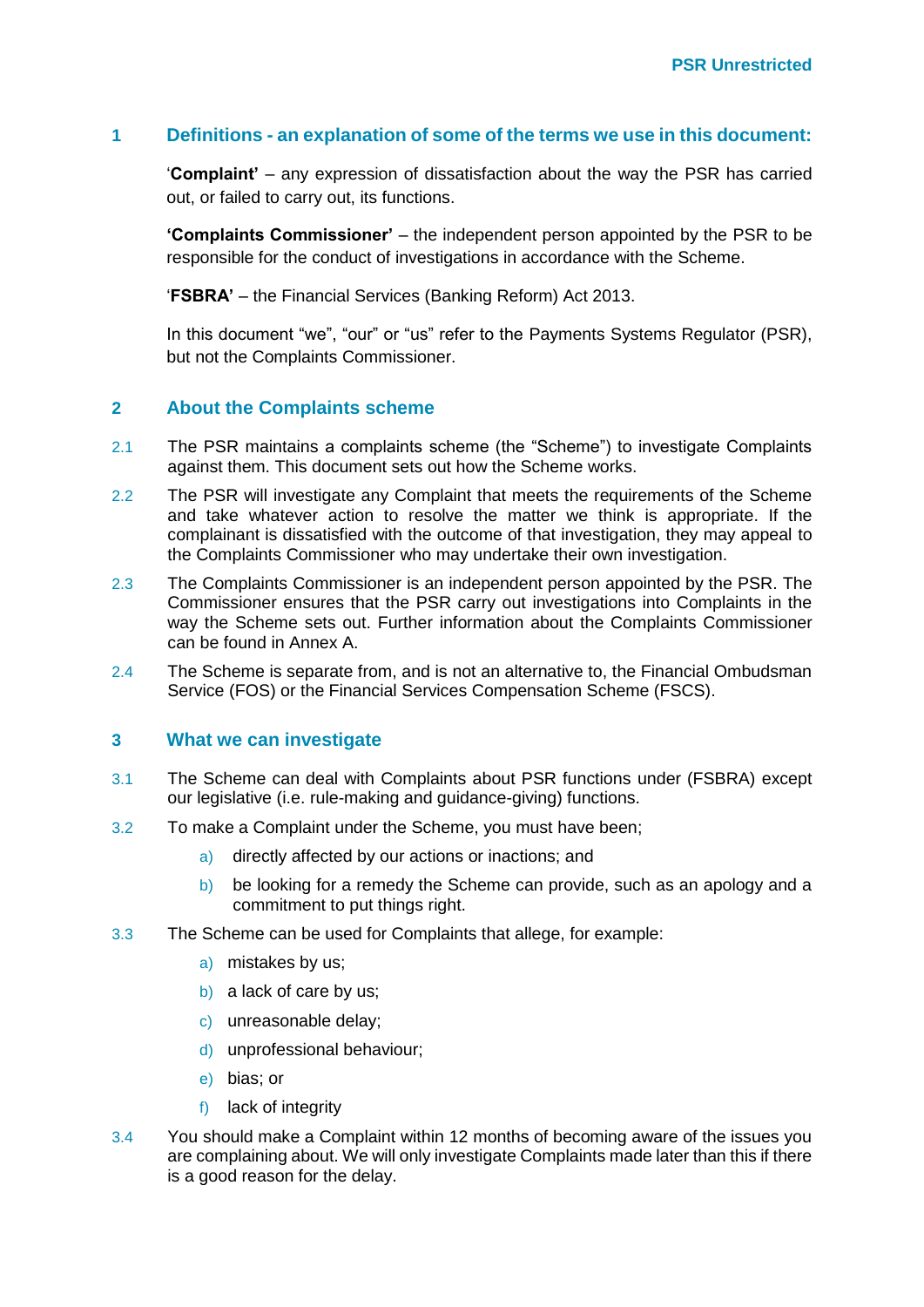## 1 Definitions - an explanation of some of the terms we use in this document:

'**Complaint'** – any expression of dissatisfaction about the way the PSR has carried out, or failed to carry out, its functions.

**'Complaints Commissioner'** – the independent person appointed by the PSR to be responsible for the conduct of investigations in accordance with the Scheme.

'**FSBRA'** – the Financial Services (Banking Reform) Act 2013.

In this document "we", "our" or "us" refer to the Payments Systems Regulator (PSR), but not the Complaints Commissioner.

## 2 About the Complaints scheme

2.1 The PSR maintains a complaints scheme (the "Scheme") to investigate Complaints against them. This document sets out how the Scheme works.

2.2 The PSR will investigate any Complaint that meets the requirements of the Scheme and take whatever action to resolve the matter we think is appropriate. If the complainant is dissatisfied with the outcome of that investigation, they may appeal to the Complaints Commissioner who may undertake their own investigation.

2.3 The Complaints Commissioner is an independent person appointed by the PSR. The Commissioner ensures that the PSR carry out investigations into Complaints in the way the Scheme sets out. Further information about the Complaints Commissioner can be found in Annex A.

2.4 The Scheme is separate from, and is not an alternative to, the Financial Ombudsman Service (FOS) or the Financial Services Compensation Scheme (FSCS).

## 3 What we can investigate

3.1 The Scheme can deal with Complaints about PSR functions under (FSBRA) except our legislative (i.e. rule-making and guidance-giving) functions.

3.2 To make a Complaint under the Scheme, you must have been;

a) directly affected by our actions or inactions; and

b) be looking for a remedy the Scheme can provide, such as an apology and a commitment to put things right.

3.3 The Scheme can be used for Complaints that allege, for example:

a) mistakes by us;

b) a lack of care by us;

c) unreasonable delay;

d) unprofessional behaviour;

e) bias; or

f) lack of integrity

3.4 You should make a Complaint within 12 months of becoming aware of the issues you are complaining about. We will only investigate Complaints made later than this if there is a good reason for the delay.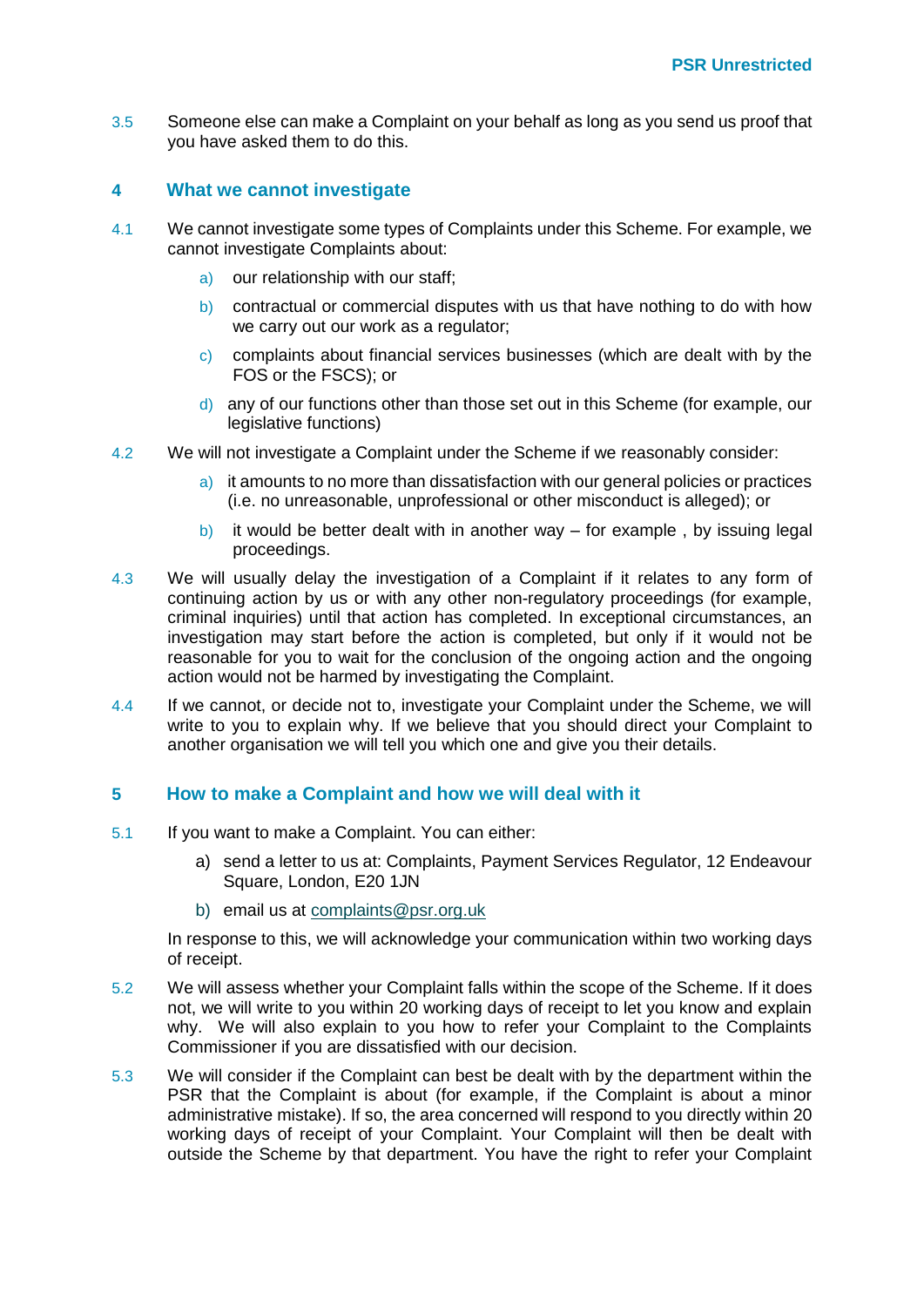3.5 Someone else can make a Complaint on your behalf as long as you send us proof that you have asked them to do this.

## 4 What we cannot investigate

4.1 We cannot investigate some types of Complaints under this Scheme. For example, we cannot investigate Complaints about:

- a) our relationship with our staff;
- b) contractual or commercial disputes with us that have nothing to do with how we carry out our work as a regulator;
- c) complaints about financial services businesses (which are dealt with by the FOS or the FSCS); or
- d) any of our functions other than those set out in this Scheme (for example, our legislative functions)

4.2 We will not investigate a Complaint under the Scheme if we reasonably consider:

- a) it amounts to no more than dissatisfaction with our general policies or practices (i.e. no unreasonable, unprofessional or other misconduct is alleged); or
- b) it would be better dealt with in another way – for example , by issuing legal proceedings.

4.3 We will usually delay the investigation of a Complaint if it relates to any form of continuing action by us or with any other non-regulatory proceedings (for example, criminal inquiries) until that action has completed. In exceptional circumstances, an investigation may start before the action is completed, but only if it would not be reasonable for you to wait for the conclusion of the ongoing action and the ongoing action would not be harmed by investigating the Complaint.

4.4 If we cannot, or decide not to, investigate your Complaint under the Scheme, we will write to you to explain why. If we believe that you should direct your Complaint to another organisation we will tell you which one and give you their details.

## 5 How to make a Complaint and how we will deal with it

5.1 If you want to make a Complaint. You can either:

- a) send a letter to us at: Complaints, Payment Services Regulator, 12 Endeavour Square, London, E20 1JN
- b) email us at complaints@psr.org.uk

In response to this, we will acknowledge your communication within two working days of receipt.

5.2 We will assess whether your Complaint falls within the scope of the Scheme. If it does not, we will write to you within 20 working days of receipt to let you know and explain why. We will also explain to you how to refer your Complaint to the Complaints Commissioner if you are dissatisfied with our decision.

5.3 We will consider if the Complaint can best be dealt with by the department within the PSR that the Complaint is about (for example, if the Complaint is about a minor administrative mistake). If so, the area concerned will respond to you directly within 20 working days of receipt of your Complaint. Your Complaint will then be dealt with outside the Scheme by that department. You have the right to refer your Complaint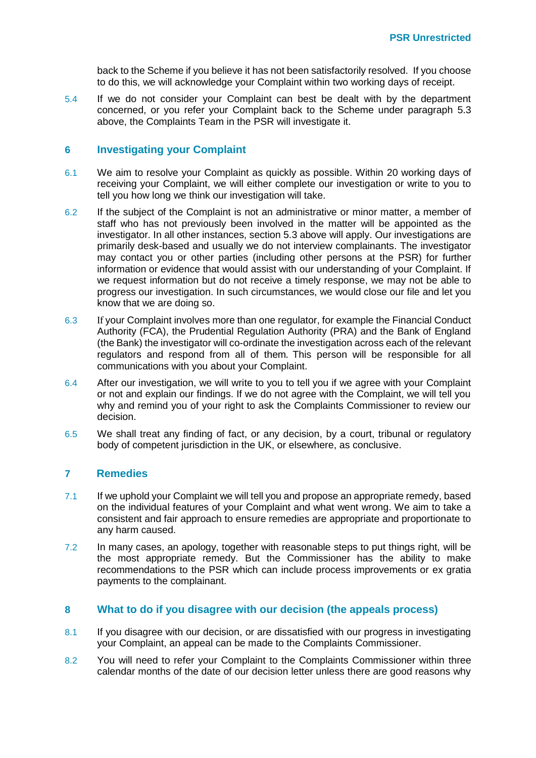back to the Scheme if you believe it has not been satisfactorily resolved. If you choose to do this, we will acknowledge your Complaint within two working days of receipt.

5.4 If we do not consider your Complaint can best be dealt with by the department concerned, or you refer your Complaint back to the Scheme under paragraph 5.3 above, the Complaints Team in the PSR will investigate it.

## 6 Investigating your Complaint

6.1 We aim to resolve your Complaint as quickly as possible. Within 20 working days of receiving your Complaint, we will either complete our investigation or write to you to tell you how long we think our investigation will take.

6.2 If the subject of the Complaint is not an administrative or minor matter, a member of staff who has not previously been involved in the matter will be appointed as the investigator. In all other instances, section 5.3 above will apply. Our investigations are primarily desk-based and usually we do not interview complainants. The investigator may contact you or other parties (including other persons at the PSR) for further information or evidence that would assist with our understanding of your Complaint. If we request information but do not receive a timely response, we may not be able to progress our investigation. In such circumstances, we would close our file and let you know that we are doing so.

6.3 If your Complaint involves more than one regulator, for example the Financial Conduct Authority (FCA), the Prudential Regulation Authority (PRA) and the Bank of England (the Bank) the investigator will co-ordinate the investigation across each of the relevant regulators and respond from all of them. This person will be responsible for all communications with you about your Complaint.

6.4 After our investigation, we will write to you to tell you if we agree with your Complaint or not and explain our findings. If we do not agree with the Complaint, we will tell you why and remind you of your right to ask the Complaints Commissioner to review our decision.

6.5 We shall treat any finding of fact, or any decision, by a court, tribunal or regulatory body of competent jurisdiction in the UK, or elsewhere, as conclusive.

## 7 Remedies

7.1 If we uphold your Complaint we will tell you and propose an appropriate remedy, based on the individual features of your Complaint and what went wrong. We aim to take a consistent and fair approach to ensure remedies are appropriate and proportionate to any harm caused.

7.2 In many cases, an apology, together with reasonable steps to put things right, will be the most appropriate remedy. But the Commissioner has the ability to make recommendations to the PSR which can include process improvements or ex gratia payments to the complainant.

## 8 What to do if you disagree with our decision (the appeals process)

8.1 If you disagree with our decision, or are dissatisfied with our progress in investigating your Complaint, an appeal can be made to the Complaints Commissioner.

8.2 You will need to refer your Complaint to the Complaints Commissioner within three calendar months of the date of our decision letter unless there are good reasons why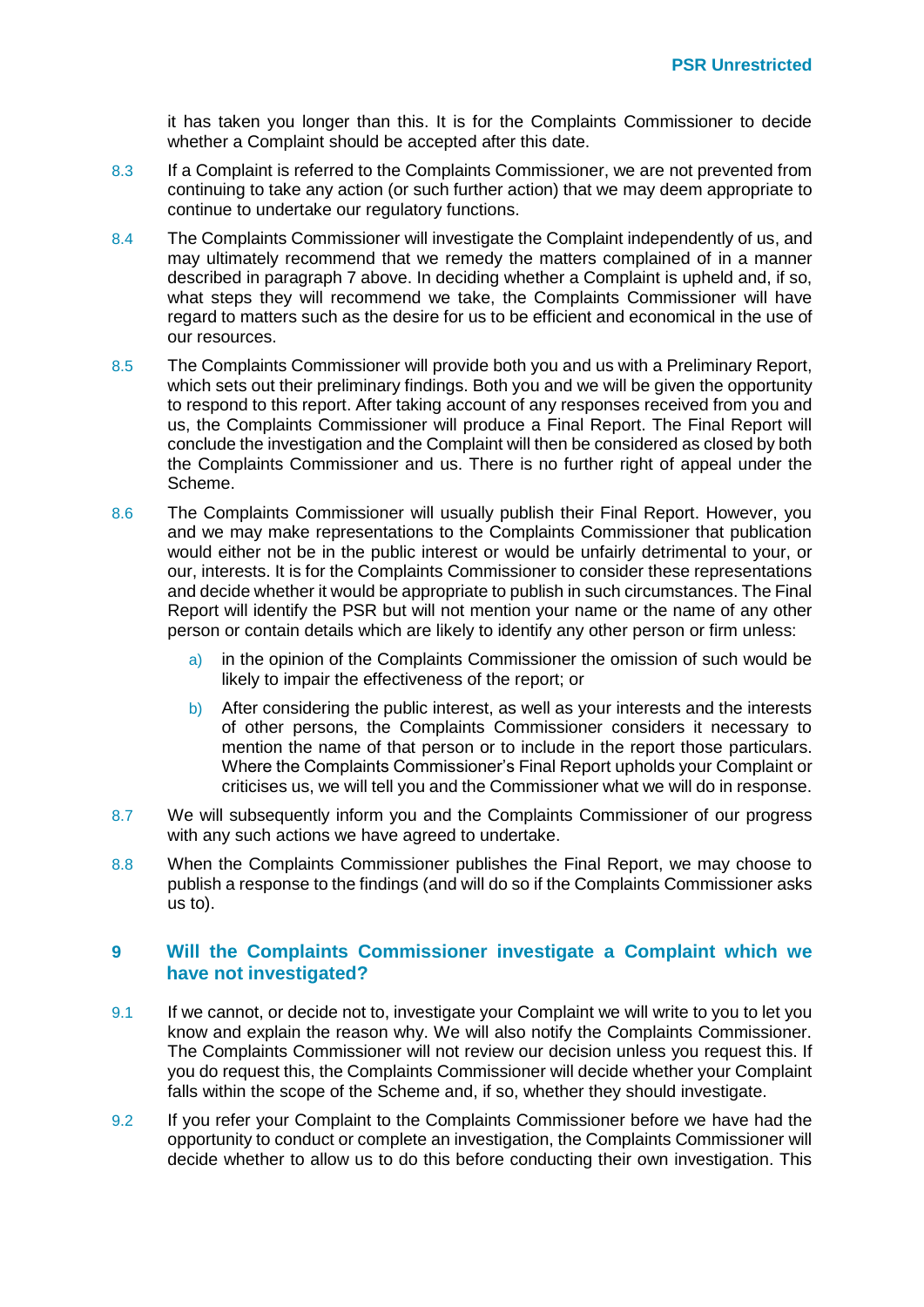it has taken you longer than this. It is for the Complaints Commissioner to decide whether a Complaint should be accepted after this date.

8.3 If a Complaint is referred to the Complaints Commissioner, we are not prevented from continuing to take any action (or such further action) that we may deem appropriate to continue to undertake our regulatory functions.

8.4 The Complaints Commissioner will investigate the Complaint independently of us, and may ultimately recommend that we remedy the matters complained of in a manner described in paragraph 7 above. In deciding whether a Complaint is upheld and, if so, what steps they will recommend we take, the Complaints Commissioner will have regard to matters such as the desire for us to be efficient and economical in the use of our resources.

8.5 The Complaints Commissioner will provide both you and us with a Preliminary Report, which sets out their preliminary findings. Both you and we will be given the opportunity to respond to this report. After taking account of any responses received from you and us, the Complaints Commissioner will produce a Final Report. The Final Report will conclude the investigation and the Complaint will then be considered as closed by both the Complaints Commissioner and us. There is no further right of appeal under the Scheme.

8.6 The Complaints Commissioner will usually publish their Final Report. However, you and we may make representations to the Complaints Commissioner that publication would either not be in the public interest or would be unfairly detrimental to your, or our, interests. It is for the Complaints Commissioner to consider these representations and decide whether it would be appropriate to publish in such circumstances. The Final Report will identify the PSR but will not mention your name or the name of any other person or contain details which are likely to identify any other person or firm unless:

   a) in the opinion of the Complaints Commissioner the omission of such would be likely to impair the effectiveness of the report; or

   b) After considering the public interest, as well as your interests and the interests of other persons, the Complaints Commissioner considers it necessary to mention the name of that person or to include in the report those particulars. Where the Complaints Commissioner's Final Report upholds your Complaint or criticises us, we will tell you and the Commissioner what we will do in response.

8.7 We will subsequently inform you and the Complaints Commissioner of our progress with any such actions we have agreed to undertake.

8.8 When the Complaints Commissioner publishes the Final Report, we may choose to publish a response to the findings (and will do so if the Complaints Commissioner asks us to).

## 9 Will the Complaints Commissioner investigate a Complaint which we have not investigated?

9.1 If we cannot, or decide not to, investigate your Complaint we will write to you to let you know and explain the reason why. We will also notify the Complaints Commissioner. The Complaints Commissioner will not review our decision unless you request this. If you do request this, the Complaints Commissioner will decide whether your Complaint falls within the scope of the Scheme and, if so, whether they should investigate.

9.2 If you refer your Complaint to the Complaints Commissioner before we have had the opportunity to conduct or complete an investigation, the Complaints Commissioner will decide whether to allow us to do this before conducting their own investigation. This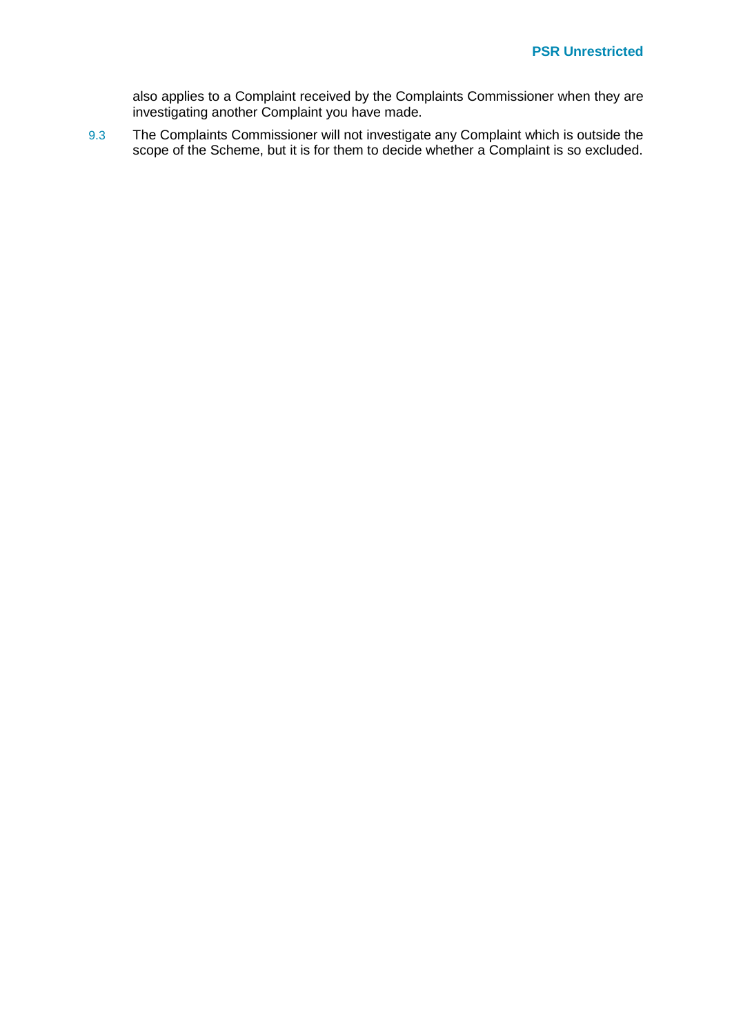also applies to a Complaint received by the Complaints Commissioner when they are investigating another Complaint you have made.

9.3 The Complaints Commissioner will not investigate any Complaint which is outside the scope of the Scheme, but it is for them to decide whether a Complaint is so excluded.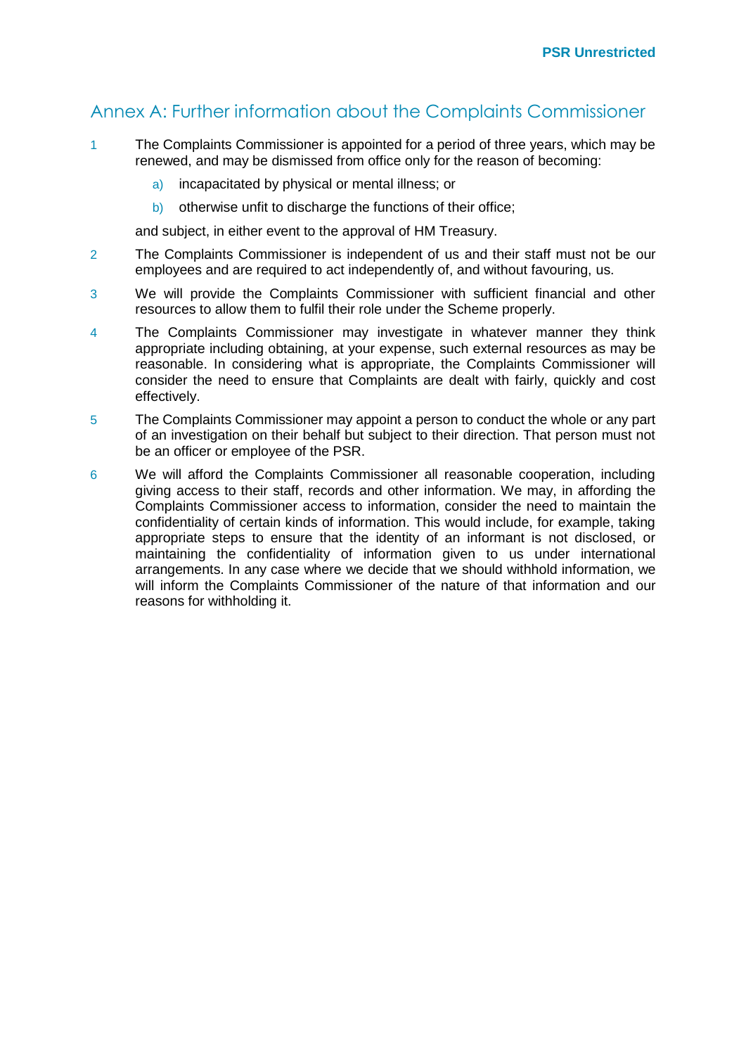## Annex A: Further information about the Complaints Commissioner

1. The Complaints Commissioner is appointed for a period of three years, which may be renewed, and may be dismissed from office only for the reason of becoming:

   a) incapacitated by physical or mental illness; or

   b) otherwise unfit to discharge the functions of their office;

   and subject, in either event to the approval of HM Treasury.

2. The Complaints Commissioner is independent of us and their staff must not be our employees and are required to act independently of, and without favouring, us.

3. We will provide the Complaints Commissioner with sufficient financial and other resources to allow them to fulfil their role under the Scheme properly.

4. The Complaints Commissioner may investigate in whatever manner they think appropriate including obtaining, at your expense, such external resources as may be reasonable. In considering what is appropriate, the Complaints Commissioner will consider the need to ensure that Complaints are dealt with fairly, quickly and cost effectively.

5. The Complaints Commissioner may appoint a person to conduct the whole or any part of an investigation on their behalf but subject to their direction. That person must not be an officer or employee of the PSR.

6. We will afford the Complaints Commissioner all reasonable cooperation, including giving access to their staff, records and other information. We may, in affording the Complaints Commissioner access to information, consider the need to maintain the confidentiality of certain kinds of information. This would include, for example, taking appropriate steps to ensure that the identity of an informant is not disclosed, or maintaining the confidentiality of information given to us under international arrangements. In any case where we decide that we should withhold information, we will inform the Complaints Commissioner of the nature of that information and our reasons for withholding it.